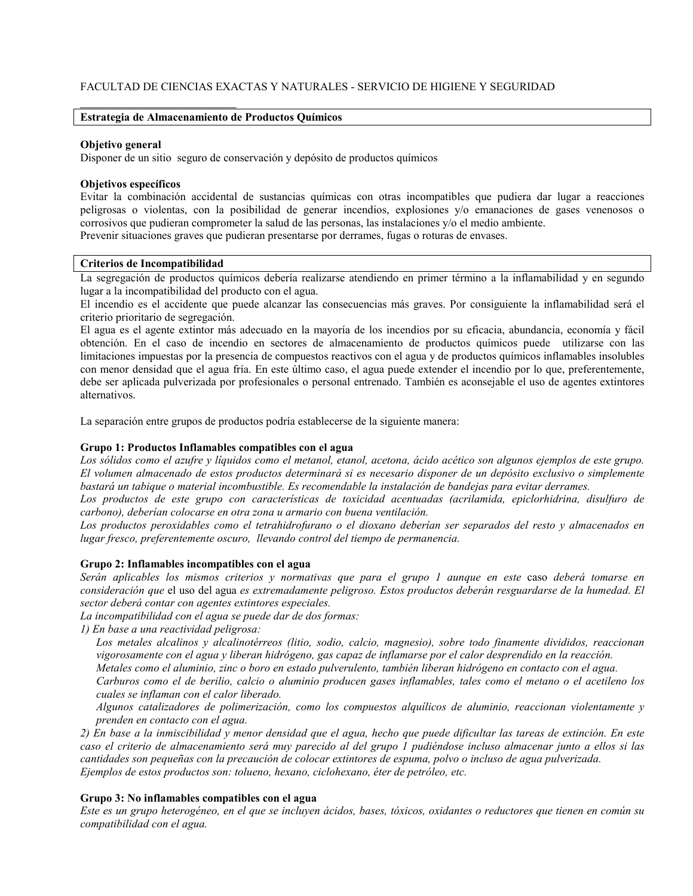FACULTAD DE CIENCIAS EXACTAS Y NATURALES - SERVICIO DE HIGIENE Y SEGURIDAD

## Estrategia de Almacenamiento de Productos Químicos

**Objetivo general**
Disponer de un sitio seguro de conservación y depósito de productos químicos

**Objetivos específicos**
Evitar la combinación accidental de sustancias químicas con otras incompatibles que pudiera dar lugar a reacciones peligrosas o violentas, con la posibilidad de generar incendios, explosiones y/o emanaciones de gases venenosos o corrosivos que pudieran comprometer la salud de las personas, las instalaciones y/o el medio ambiente.
Prevenir situaciones graves que pudieran presentarse por derrames, fugas o roturas de envases.

## Criterios de Incompatibilidad

La segregación de productos químicos debería realizarse atendiendo en primer término a la inflamabilidad y en segundo lugar a la incompatibilidad del producto con el agua.
El incendio es el accidente que puede alcanzar las consecuencias más graves. Por consiguiente la inflamabilidad será el criterio prioritario de segregación.
El agua es el agente extintor más adecuado en la mayoría de los incendios por su eficacia, abundancia, economía y fácil obtención. En el caso de incendio en sectores de almacenamiento de productos químicos puede utilizarse con las limitaciones impuestas por la presencia de compuestos reactivos con el agua y de productos químicos inflamables insolubles con menor densidad que el agua fría. En este último caso, el agua puede extender el incendio por lo que, preferentemente, debe ser aplicada pulverizada por profesionales o personal entrenado. También es aconsejable el uso de agentes extintores alternativos.

La separación entre grupos de productos podría establecerse de la siguiente manera:

**Grupo 1: Productos Inflamables compatibles con el agua**
*Los sólidos como el azufre y líquidos como el metanol, etanol, acetona, ácido acético son algunos ejemplos de este grupo. El volumen almacenado de estos productos determinará si es necesario disponer de un depósito exclusivo o simplemente bastará un tabique o material incombustible. Es recomendable la instalación de bandejas para evitar derrames.*
*Los productos de este grupo con características de toxicidad acentuadas (acrilamida, epiclorhidrina, disulfuro de carbono), deberían colocarse en otra zona u armario con buena ventilación.*
*Los productos peroxidables como el tetrahidrofurano o el dioxano deberían ser separados del resto y almacenados en lugar fresco, preferentemente oscuro, llevando control del tiempo de permanencia.*

**Grupo 2: Inflamables incompatibles con el agua**
*Serán aplicables los mismos criterios y normativas que para el grupo 1 aunque en este* caso *deberá tomarse en consideración que* el uso del agua *es extremadamente peligroso. Estos productos deberán resguardarse de la humedad. El sector deberá contar con agentes extintores especiales.*
*La incompatibilidad con el agua se puede dar de dos formas:*
*1) En base a una reactividad peligrosa:*

*Los metales alcalinos y alcalinotérreos (litio, sodio, calcio, magnesio), sobre todo finamente divididos, reaccionan vigorosamente con el agua y liberan hidrógeno, gas capaz de inflamarse por el calor desprendido en la reacción.*
*Metales como el aluminio, zinc o boro en estado pulverulento, también liberan hidrógeno en contacto con el agua.*
*Carburos como el de berilio, calcio o aluminio producen gases inflamables, tales como el metano o el acetileno los cuales se inflaman con el calor liberado.*
*Algunos catalizadores de polimerización, como los compuestos alquílicos de aluminio, reaccionan violentamente y prenden en contacto con el agua.*

*2) En base a la inmiscibilidad y menor densidad que el agua, hecho que puede dificultar las tareas de extinción. En este caso el criterio de almacenamiento será muy parecido al del grupo 1 pudiéndose incluso almacenar junto a ellos si las cantidades son pequeñas con la precaución de colocar extintores de espuma, polvo o incluso de agua pulverizada.*
*Ejemplos de estos productos son: tolueno, hexano, ciclohexano, éter de petróleo, etc.*

**Grupo 3: No inflamables compatibles con el agua**
*Este es un grupo heterogéneo, en el que se incluyen ácidos, bases, tóxicos, oxidantes o reductores que tienen en común su compatibilidad con el agua.*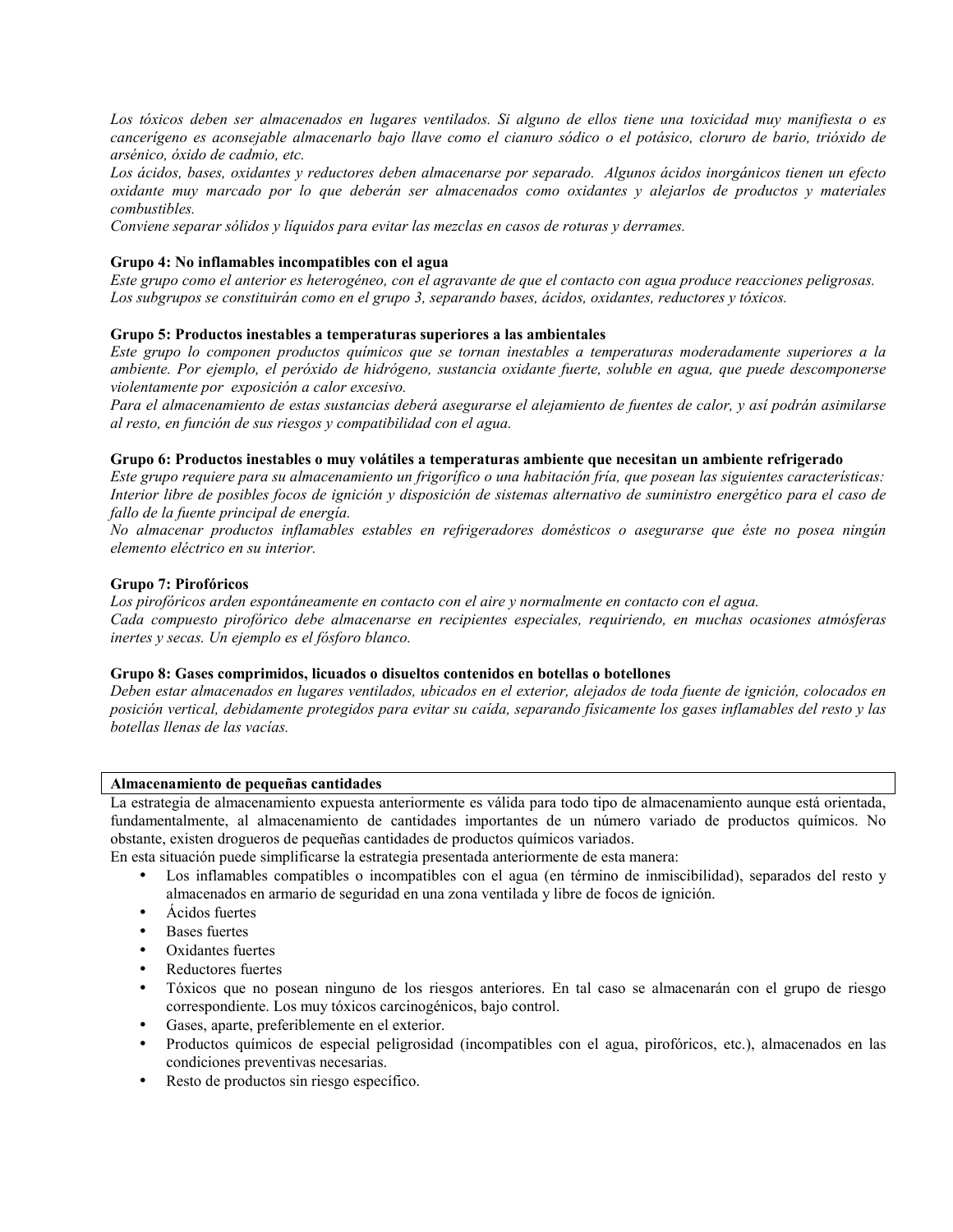*Los tóxicos deben ser almacenados en lugares ventilados. Si alguno de ellos tiene una toxicidad muy manifiesta o es cancerígeno es aconsejable almacenarlo bajo llave como el cianuro sódico o el potásico, cloruro de bario, trióxido de arsénico, óxido de cadmio, etc.*

*Los ácidos, bases, oxidantes y reductores deben almacenarse por separado. Algunos ácidos inorgánicos tienen un efecto oxidante muy marcado por lo que deberán ser almacenados como oxidantes y alejarlos de productos y materiales combustibles.*

*Conviene separar sólidos y líquidos para evitar las mezclas en casos de roturas y derrames.*

**Grupo 4: No inflamables incompatibles con el agua**

*Este grupo como el anterior es heterogéneo, con el agravante de que el contacto con agua produce reacciones peligrosas. Los subgrupos se constituirán como en el grupo 3, separando bases, ácidos, oxidantes, reductores y tóxicos.*

**Grupo 5: Productos inestables a temperaturas superiores a las ambientales**

*Este grupo lo componen productos químicos que se tornan inestables a temperaturas moderadamente superiores a la ambiente. Por ejemplo, el peróxido de hidrógeno, sustancia oxidante fuerte, soluble en agua, que puede descomponerse violentamente por exposición a calor excesivo.*

*Para el almacenamiento de estas sustancias deberá asegurarse el alejamiento de fuentes de calor, y así podrán asimilarse al resto, en función de sus riesgos y compatibilidad con el agua.*

**Grupo 6: Productos inestables o muy volátiles a temperaturas ambiente que necesitan un ambiente refrigerado**

*Este grupo requiere para su almacenamiento un frigorífico o una habitación fría, que posean las siguientes características: Interior libre de posibles focos de ignición y disposición de sistemas alternativo de suministro energético para el caso de fallo de la fuente principal de energía.*

*No almacenar productos inflamables estables en refrigeradores domésticos o asegurarse que éste no posea ningún elemento eléctrico en su interior.*

**Grupo 7: Pirofóricos**

*Los pirofóricos arden espontáneamente en contacto con el aire y normalmente en contacto con el agua.*

*Cada compuesto pirofórico debe almacenarse en recipientes especiales, requiriendo, en muchas ocasiones atmósferas inertes y secas. Un ejemplo es el fósforo blanco.*

**Grupo 8: Gases comprimidos, licuados o disueltos contenidos en botellas o botellones**

*Deben estar almacenados en lugares ventilados, ubicados en el exterior, alejados de toda fuente de ignición, colocados en posición vertical, debidamente protegidos para evitar su caída, separando físicamente los gases inflamables del resto y las botellas llenas de las vacías.*

**Almacenamiento de pequeñas cantidades**

La estrategia de almacenamiento expuesta anteriormente es válida para todo tipo de almacenamiento aunque está orientada, fundamentalmente, al almacenamiento de cantidades importantes de un número variado de productos químicos. No obstante, existen drogueros de pequeñas cantidades de productos químicos variados.

En esta situación puede simplificarse la estrategia presentada anteriormente de esta manera:

- Los inflamables compatibles o incompatibles con el agua (en término de inmiscibilidad), separados del resto y almacenados en armario de seguridad en una zona ventilada y libre de focos de ignición.
- Ácidos fuertes
- Bases fuertes
- Oxidantes fuertes
- Reductores fuertes
- Tóxicos que no posean ninguno de los riesgos anteriores. En tal caso se almacenarán con el grupo de riesgo correspondiente. Los muy tóxicos carcinogénicos, bajo control.
- Gases, aparte, preferiblemente en el exterior.
- Productos químicos de especial peligrosidad (incompatibles con el agua, pirofóricos, etc.), almacenados en las condiciones preventivas necesarias.
- Resto de productos sin riesgo específico.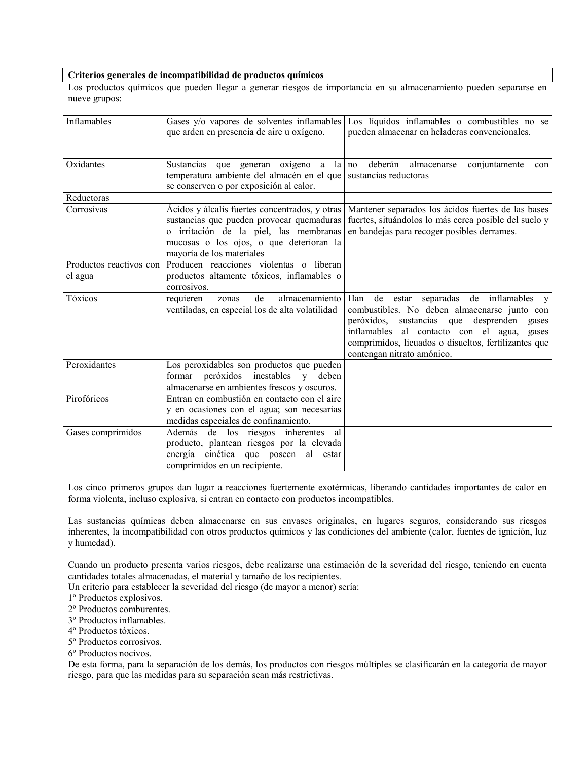**Criterios generales de incompatibilidad de productos químicos**

Los productos químicos que pueden llegar a generar riesgos de importancia en su almacenamiento pueden separarse en nueve grupos:

| | | |
|---|---|---|
| Inflamables | Gases y/o vapores de solventes inflamables que arden en presencia de aire u oxígeno. | Los líquidos inflamables o combustibles no se pueden almacenar en heladeras convencionales. |
| Oxidantes | Sustancias que generan oxígeno a la temperatura ambiente del almacén en el que se conserven o por exposición al calor. | no deberán almacenarse conjuntamente con sustancias reductoras |
| Reductoras | | |
| Corrosivas | Ácidos y álcalis fuertes concentrados, y otras sustancias que pueden provocar quemaduras o irritación de la piel, las membranas mucosas o los ojos, o que deterioran la mayoría de los materiales | Mantener separados los ácidos fuertes de las bases fuertes, situándolos lo más cerca posible del suelo y en bandejas para recoger posibles derrames. |
| Productos reactivos con el agua | Producen reacciones violentas o liberan productos altamente tóxicos, inflamables o corrosivos. | |
| Tóxicos | requieren zonas de almacenamiento ventiladas, en especial los de alta volatilidad | Han de estar separadas de inflamables y combustibles. No deben almacenarse junto con peróxidos, sustancias que desprenden gases inflamables al contacto con el agua, gases comprimidos, licuados o disueltos, fertilizantes que contengan nitrato amónico. |
| Peroxidantes | Los peroxidables son productos que pueden formar peróxidos inestables y deben almacenarse en ambientes frescos y oscuros. | |
| Pirofóricos | Entran en combustión en contacto con el aire y en ocasiones con el agua; son necesarias medidas especiales de confinamiento. | |
| Gases comprimidos | Además de los riesgos inherentes al producto, plantean riesgos por la elevada energía cinética que poseen al estar comprimidos en un recipiente. | |

Los cinco primeros grupos dan lugar a reacciones fuertemente exotérmicas, liberando cantidades importantes de calor en forma violenta, incluso explosiva, si entran en contacto con productos incompatibles.

Las sustancias químicas deben almacenarse en sus envases originales, en lugares seguros, considerando sus riesgos inherentes, la incompatibilidad con otros productos químicos y las condiciones del ambiente (calor, fuentes de ignición, luz y humedad).

Cuando un producto presenta varios riesgos, debe realizarse una estimación de la severidad del riesgo, teniendo en cuenta cantidades totales almacenadas, el material y tamaño de los recipientes.

Un criterio para establecer la severidad del riesgo (de mayor a menor) sería:

1º Productos explosivos.
2º Productos comburentes.
3º Productos inflamables.
4º Productos tóxicos.
5º Productos corrosivos.
6º Productos nocivos.

De esta forma, para la separación de los demás, los productos con riesgos múltiples se clasificarán en la categoría de mayor riesgo, para que las medidas para su separación sean más restrictivas.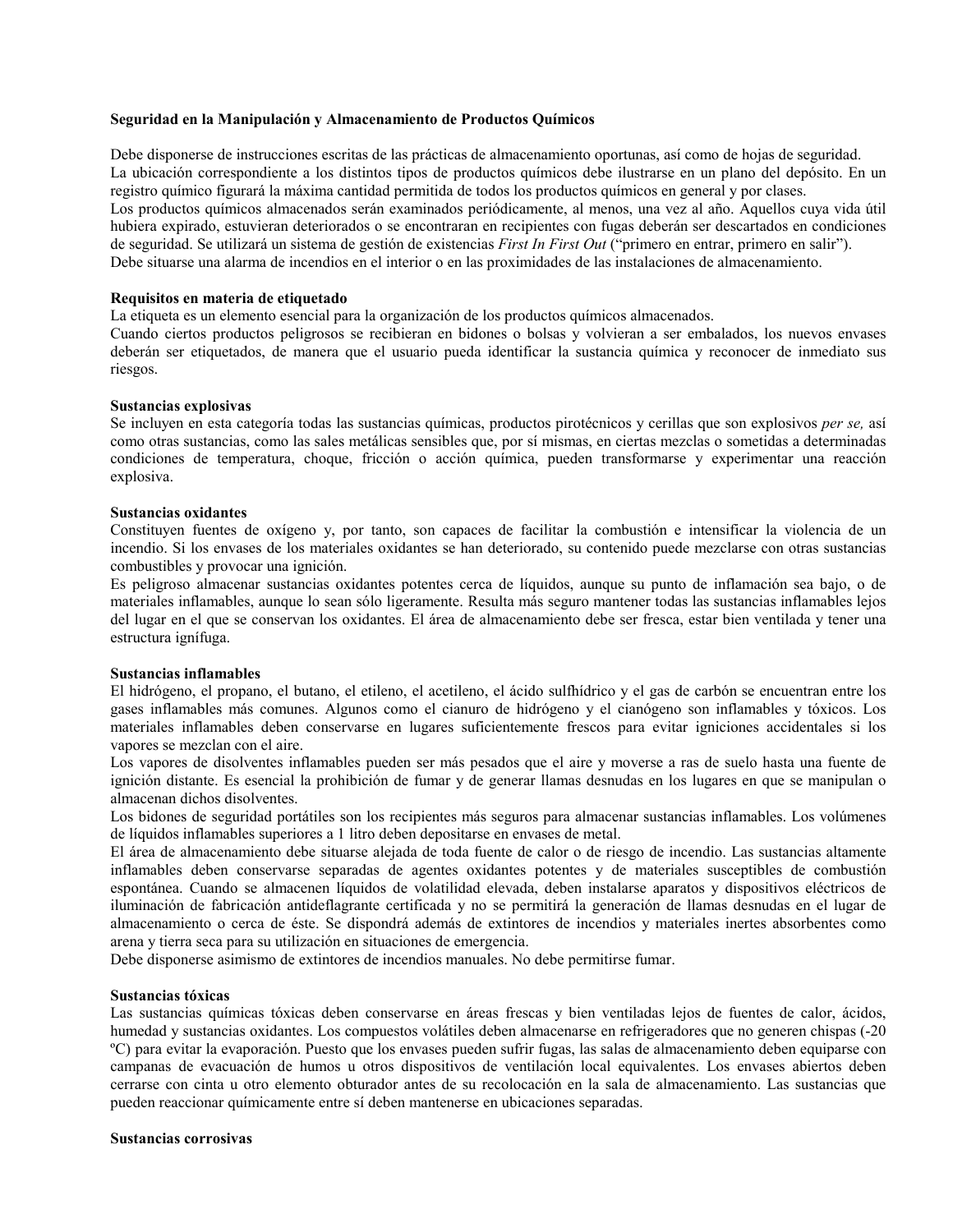**Seguridad en la Manipulación y Almacenamiento de Productos Químicos**

Debe disponerse de instrucciones escritas de las prácticas de almacenamiento oportunas, así como de hojas de seguridad.
La ubicación correspondiente a los distintos tipos de productos químicos debe ilustrarse en un plano del depósito. En un registro químico figurará la máxima cantidad permitida de todos los productos químicos en general y por clases.
Los productos químicos almacenados serán examinados periódicamente, al menos, una vez al año. Aquellos cuya vida útil hubiera expirado, estuvieran deteriorados o se encontraran en recipientes con fugas deberán ser descartados en condiciones de seguridad. Se utilizará un sistema de gestión de existencias *First In First Out* ("primero en entrar, primero en salir").
Debe situarse una alarma de incendios en el interior o en las proximidades de las instalaciones de almacenamiento.

**Requisitos en materia de etiquetado**
La etiqueta es un elemento esencial para la organización de los productos químicos almacenados.
Cuando ciertos productos peligrosos se recibieran en bidones o bolsas y volvieran a ser embalados, los nuevos envases deberán ser etiquetados, de manera que el usuario pueda identificar la sustancia química y reconocer de inmediato sus riesgos.

**Sustancias explosivas**
Se incluyen en esta categoría todas las sustancias químicas, productos pirotécnicos y cerillas que son explosivos *per se,* así como otras sustancias, como las sales metálicas sensibles que, por sí mismas, en ciertas mezclas o sometidas a determinadas condiciones de temperatura, choque, fricción o acción química, pueden transformarse y experimentar una reacción explosiva.

**Sustancias oxidantes**
Constituyen fuentes de oxígeno y, por tanto, son capaces de facilitar la combustión e intensificar la violencia de un incendio. Si los envases de los materiales oxidantes se han deteriorado, su contenido puede mezclarse con otras sustancias combustibles y provocar una ignición.
Es peligroso almacenar sustancias oxidantes potentes cerca de líquidos, aunque su punto de inflamación sea bajo, o de materiales inflamables, aunque lo sean sólo ligeramente. Resulta más seguro mantener todas las sustancias inflamables lejos del lugar en el que se conservan los oxidantes. El área de almacenamiento debe ser fresca, estar bien ventilada y tener una estructura ignífuga.

**Sustancias inflamables**
El hidrógeno, el propano, el butano, el etileno, el acetileno, el ácido sulfhídrico y el gas de carbón se encuentran entre los gases inflamables más comunes. Algunos como el cianuro de hidrógeno y el cianógeno son inflamables y tóxicos. Los materiales inflamables deben conservarse en lugares suficientemente frescos para evitar igniciones accidentales si los vapores se mezclan con el aire.
Los vapores de disolventes inflamables pueden ser más pesados que el aire y moverse a ras de suelo hasta una fuente de ignición distante. Es esencial la prohibición de fumar y de generar llamas desnudas en los lugares en que se manipulan o almacenan dichos disolventes.
Los bidones de seguridad portátiles son los recipientes más seguros para almacenar sustancias inflamables. Los volúmenes de líquidos inflamables superiores a 1 litro deben depositarse en envases de metal.
El área de almacenamiento debe situarse alejada de toda fuente de calor o de riesgo de incendio. Las sustancias altamente inflamables deben conservarse separadas de agentes oxidantes potentes y de materiales susceptibles de combustión espontánea. Cuando se almacenen líquidos de volatilidad elevada, deben instalarse aparatos y dispositivos eléctricos de iluminación de fabricación antideflagrante certificada y no se permitirá la generación de llamas desnudas en el lugar de almacenamiento o cerca de éste. Se dispondrá además de extintores de incendios y materiales inertes absorbentes como arena y tierra seca para su utilización en situaciones de emergencia.
Debe disponerse asimismo de extintores de incendios manuales. No debe permitirse fumar.

**Sustancias tóxicas**
Las sustancias químicas tóxicas deben conservarse en áreas frescas y bien ventiladas lejos de fuentes de calor, ácidos, humedad y sustancias oxidantes. Los compuestos volátiles deben almacenarse en refrigeradores que no generen chispas (-20 ºC) para evitar la evaporación. Puesto que los envases pueden sufrir fugas, las salas de almacenamiento deben equiparse con campanas de evacuación de humos u otros dispositivos de ventilación local equivalentes. Los envases abiertos deben cerrarse con cinta u otro elemento obturador antes de su recolocación en la sala de almacenamiento. Las sustancias que pueden reaccionar químicamente entre sí deben mantenerse en ubicaciones separadas.

**Sustancias corrosivas**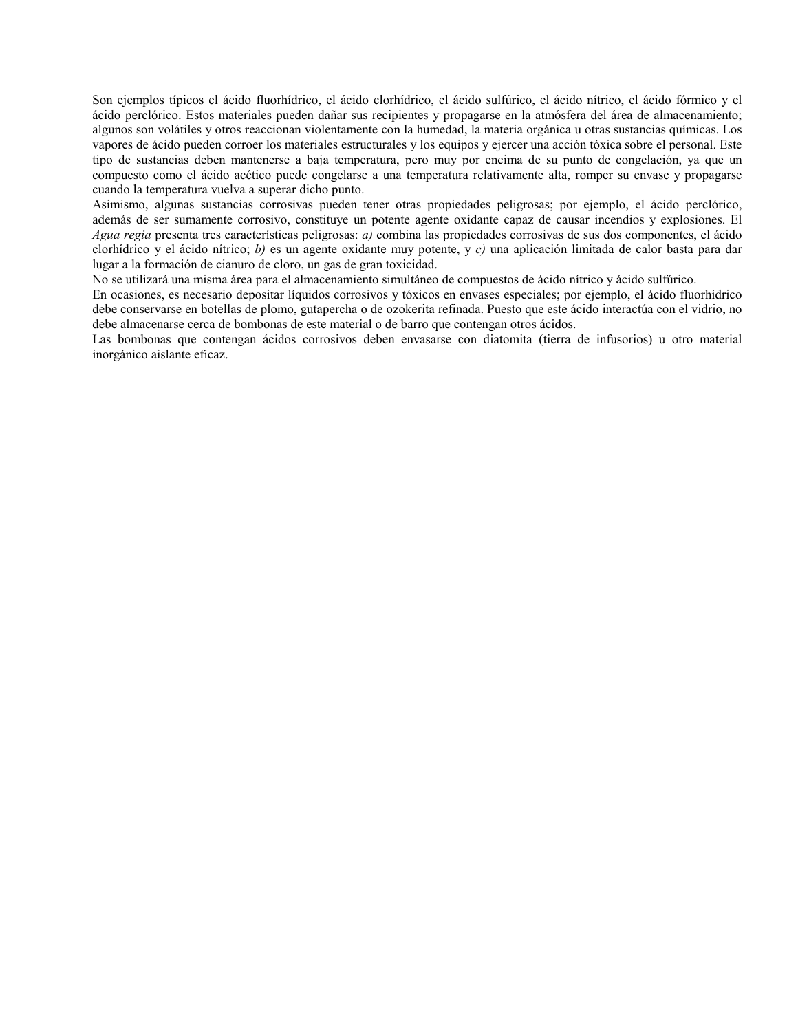Son ejemplos típicos el ácido fluorhídrico, el ácido clorhídrico, el ácido sulfúrico, el ácido nítrico, el ácido fórmico y el ácido perclórico. Estos materiales pueden dañar sus recipientes y propagarse en la atmósfera del área de almacenamiento; algunos son volátiles y otros reaccionan violentamente con la humedad, la materia orgánica u otras sustancias químicas. Los vapores de ácido pueden corroer los materiales estructurales y los equipos y ejercer una acción tóxica sobre el personal. Este tipo de sustancias deben mantenerse a baja temperatura, pero muy por encima de su punto de congelación, ya que un compuesto como el ácido acético puede congelarse a una temperatura relativamente alta, romper su envase y propagarse cuando la temperatura vuelva a superar dicho punto.

Asimismo, algunas sustancias corrosivas pueden tener otras propiedades peligrosas; por ejemplo, el ácido perclórico, además de ser sumamente corrosivo, constituye un potente agente oxidante capaz de causar incendios y explosiones. El *Agua regia* presenta tres características peligrosas: *a)* combina las propiedades corrosivas de sus dos componentes, el ácido clorhídrico y el ácido nítrico; *b)* es un agente oxidante muy potente, y *c)* una aplicación limitada de calor basta para dar lugar a la formación de cianuro de cloro, un gas de gran toxicidad.

No se utilizará una misma área para el almacenamiento simultáneo de compuestos de ácido nítrico y ácido sulfúrico.

En ocasiones, es necesario depositar líquidos corrosivos y tóxicos en envases especiales; por ejemplo, el ácido fluorhídrico debe conservarse en botellas de plomo, gutapercha o de ozokerita refinada. Puesto que este ácido interactúa con el vidrio, no debe almacenarse cerca de bombonas de este material o de barro que contengan otros ácidos.

Las bombonas que contengan ácidos corrosivos deben envasarse con diatomita (tierra de infusorios) u otro material inorgánico aislante eficaz.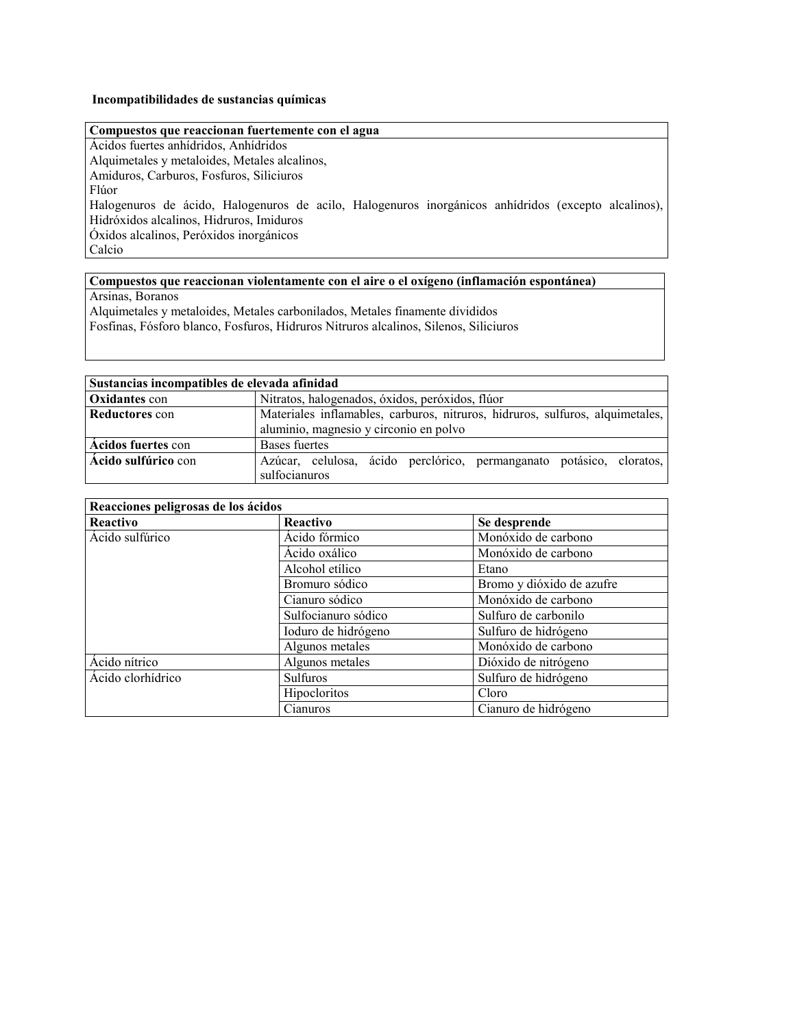**Incompatibilidades de sustancias químicas**

| Compuestos que reaccionan fuertemente con el agua |
|---|
| Ácidos fuertes anhídridos, Anhídridos<br>Alquimetales y metaloides, Metales alcalinos,<br>Amiduros, Carburos, Fosfuros, Siliciuros<br>Flúor<br>Halogenuros de ácido, Halogenuros de acilo, Halogenuros inorgánicos anhídridos (excepto alcalinos), Hidróxidos alcalinos, Hidruros, Imiduros<br>Óxidos alcalinos, Peróxidos inorgánicos<br>Calcio |

| Compuestos que reaccionan violentamente con el aire o el oxígeno (inflamación espontánea) |
|---|
| Arsinas, Boranos<br>Alquimetales y metaloides, Metales carbonilados, Metales finamente divididos<br>Fosfinas, Fósforo blanco, Fosfuros, Hidruros Nitruros alcalinos, Silenos, Siliciuros |

| Sustancias incompatibles de elevada afinidad | |
|---|---|
| **Oxidantes** con | Nitratos, halogenados, óxidos, peróxidos, flúor |
| **Reductores** con | Materiales inflamables, carburos, nitruros, hidruros, sulfuros, alquimetales, aluminio, magnesio y circonio en polvo |
| **Ácidos fuertes** con | Bases fuertes |
| **Ácido sulfúrico** con | Azúcar, celulosa, ácido perclórico, permanganato potásico, cloratos, sulfocianuros |

| Reacciones peligrosas de los ácidos | | |
|---|---|---|
| **Reactivo** | **Reactivo** | **Se desprende** |
| Ácido sulfúrico | Ácido fórmico | Monóxido de carbono |
| | Ácido oxálico | Monóxido de carbono |
| | Alcohol etílico | Etano |
| | Bromuro sódico | Bromo y dióxido de azufre |
| | Cianuro sódico | Monóxido de carbono |
| | Sulfocianuro sódico | Sulfuro de carbonilo |
| | Ioduro de hidrógeno | Sulfuro de hidrógeno |
| | Algunos metales | Monóxido de carbono |
| Ácido nítrico | Algunos metales | Dióxido de nitrógeno |
| Ácido clorhídrico | Sulfuros | Sulfuro de hidrógeno |
| | Hipocloritos | Cloro |
| | Cianuros | Cianuro de hidrógeno |